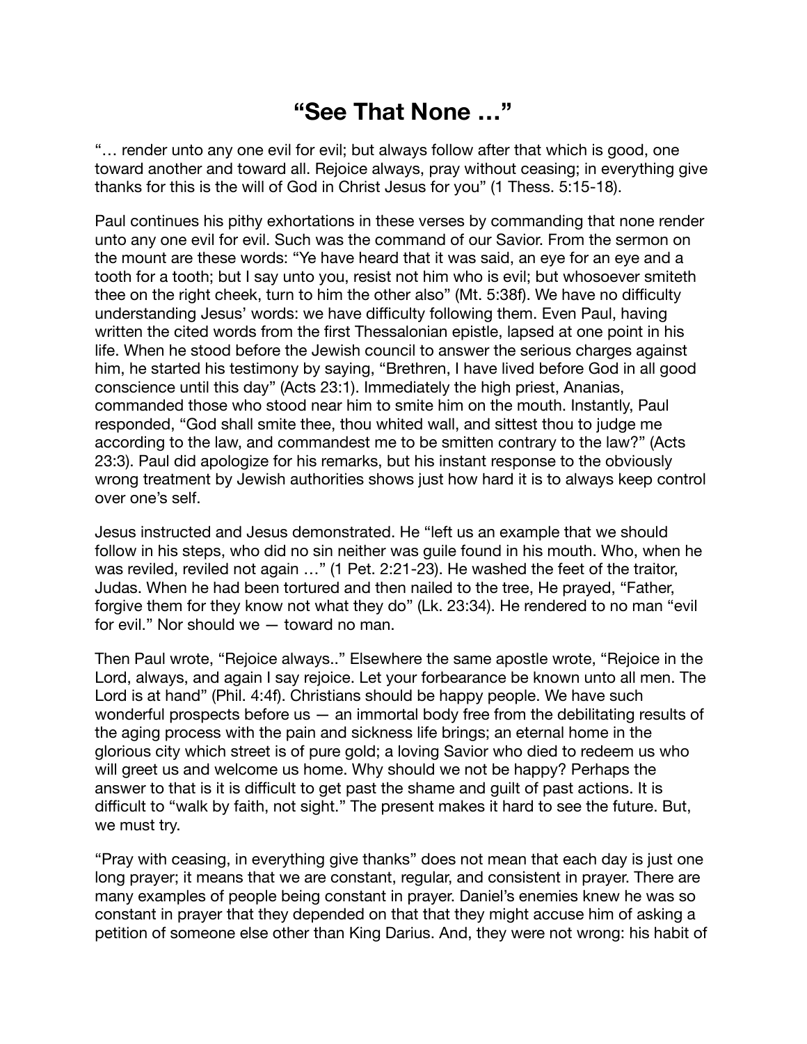# "See That None …"

"… render unto any one evil for evil; but always follow after that which is good, one toward another and toward all. Rejoice always, pray without ceasing; in everything give thanks for this is the will of God in Christ Jesus for you" (1 Thess. 5:15-18).

Paul continues his pithy exhortations in these verses by commanding that none render unto any one evil for evil. Such was the command of our Savior. From the sermon on the mount are these words: "Ye have heard that it was said, an eye for an eye and a tooth for a tooth; but I say unto you, resist not him who is evil; but whosoever smiteth thee on the right cheek, turn to him the other also" (Mt. 5:38f). We have no difficulty understanding Jesus' words: we have difficulty following them. Even Paul, having written the cited words from the first Thessalonian epistle, lapsed at one point in his life. When he stood before the Jewish council to answer the serious charges against him, he started his testimony by saying, "Brethren, I have lived before God in all good conscience until this day" (Acts 23:1). Immediately the high priest, Ananias, commanded those who stood near him to smite him on the mouth. Instantly, Paul responded, "God shall smite thee, thou whited wall, and sittest thou to judge me according to the law, and commandest me to be smitten contrary to the law?" (Acts 23:3). Paul did apologize for his remarks, but his instant response to the obviously wrong treatment by Jewish authorities shows just how hard it is to always keep control over one's self.

Jesus instructed and Jesus demonstrated. He "left us an example that we should follow in his steps, who did no sin neither was guile found in his mouth. Who, when he was reviled, reviled not again …" (1 Pet. 2:21-23). He washed the feet of the traitor, Judas. When he had been tortured and then nailed to the tree, He prayed, "Father, forgive them for they know not what they do" (Lk. 23:34). He rendered to no man "evil for evil." Nor should we — toward no man.

Then Paul wrote, "Rejoice always.." Elsewhere the same apostle wrote, "Rejoice in the Lord, always, and again I say rejoice. Let your forbearance be known unto all men. The Lord is at hand" (Phil. 4:4f). Christians should be happy people. We have such wonderful prospects before us — an immortal body free from the debilitating results of the aging process with the pain and sickness life brings; an eternal home in the glorious city which street is of pure gold; a loving Savior who died to redeem us who will greet us and welcome us home. Why should we not be happy? Perhaps the answer to that is it is difficult to get past the shame and guilt of past actions. It is difficult to "walk by faith, not sight." The present makes it hard to see the future. But, we must try.

"Pray with ceasing, in everything give thanks" does not mean that each day is just one long prayer; it means that we are constant, regular, and consistent in prayer. There are many examples of people being constant in prayer. Daniel's enemies knew he was so constant in prayer that they depended on that that they might accuse him of asking a petition of someone else other than King Darius. And, they were not wrong: his habit of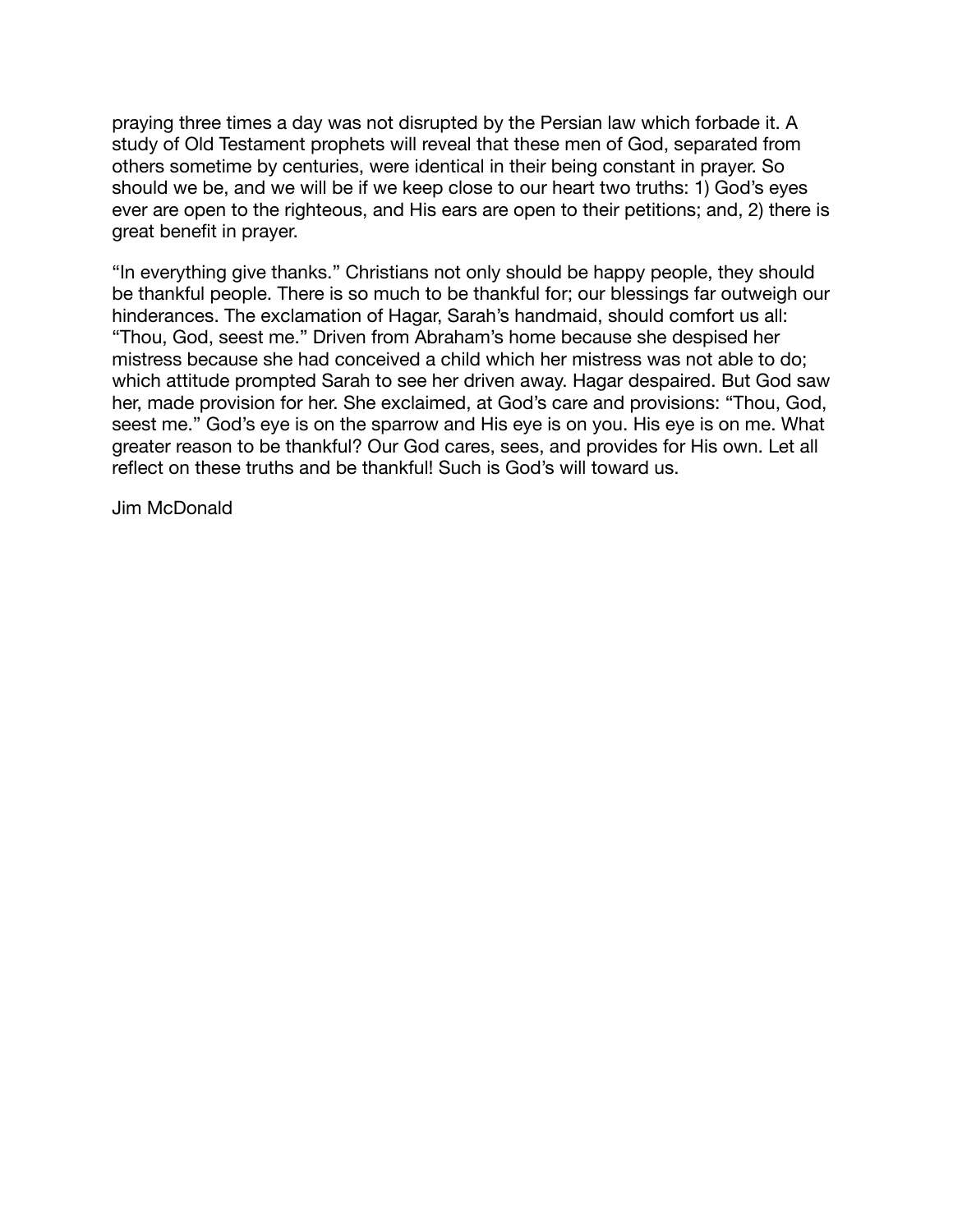praying three times a day was not disrupted by the Persian law which forbade it. A study of Old Testament prophets will reveal that these men of God, separated from others sometime by centuries, were identical in their being constant in prayer. So should we be, and we will be if we keep close to our heart two truths: 1) God's eyes ever are open to the righteous, and His ears are open to their petitions; and, 2) there is great benefit in prayer.

"In everything give thanks." Christians not only should be happy people, they should be thankful people. There is so much to be thankful for; our blessings far outweigh our hinderances. The exclamation of Hagar, Sarah's handmaid, should comfort us all: "Thou, God, seest me." Driven from Abraham's home because she despised her mistress because she had conceived a child which her mistress was not able to do; which attitude prompted Sarah to see her driven away. Hagar despaired. But God saw her, made provision for her. She exclaimed, at God's care and provisions: "Thou, God, seest me." God's eye is on the sparrow and His eye is on you. His eye is on me. What greater reason to be thankful? Our God cares, sees, and provides for His own. Let all reflect on these truths and be thankful! Such is God's will toward us.

Jim McDonald